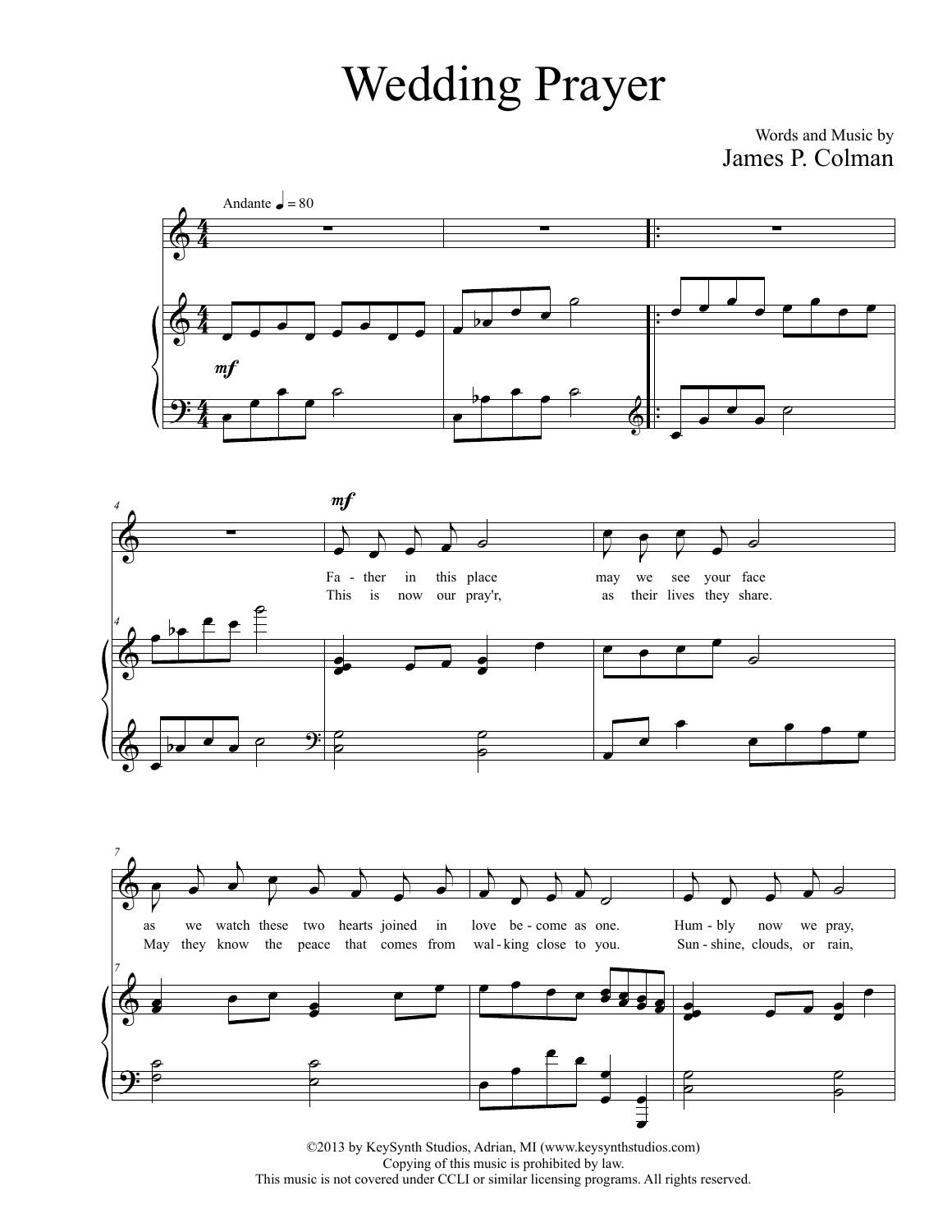# Wedding Prayer

Words and Music by
James P. Colman

Andante ♩ = 80

Fa - ther in this place may we see your face as we watch these two hearts joined in love be - come as one. Hum - bly now we pray,

This is now our pray'r, as their lives they share. May they know the peace that comes from wal - king close to you. Sun - shine, clouds, or rain,

©2013 by KeySynth Studios, Adrian, MI (www.keysynthstudios.com)
Copying of this music is prohibited by law.
This music is not covered under CCLI or similar licensing programs. All rights reserved.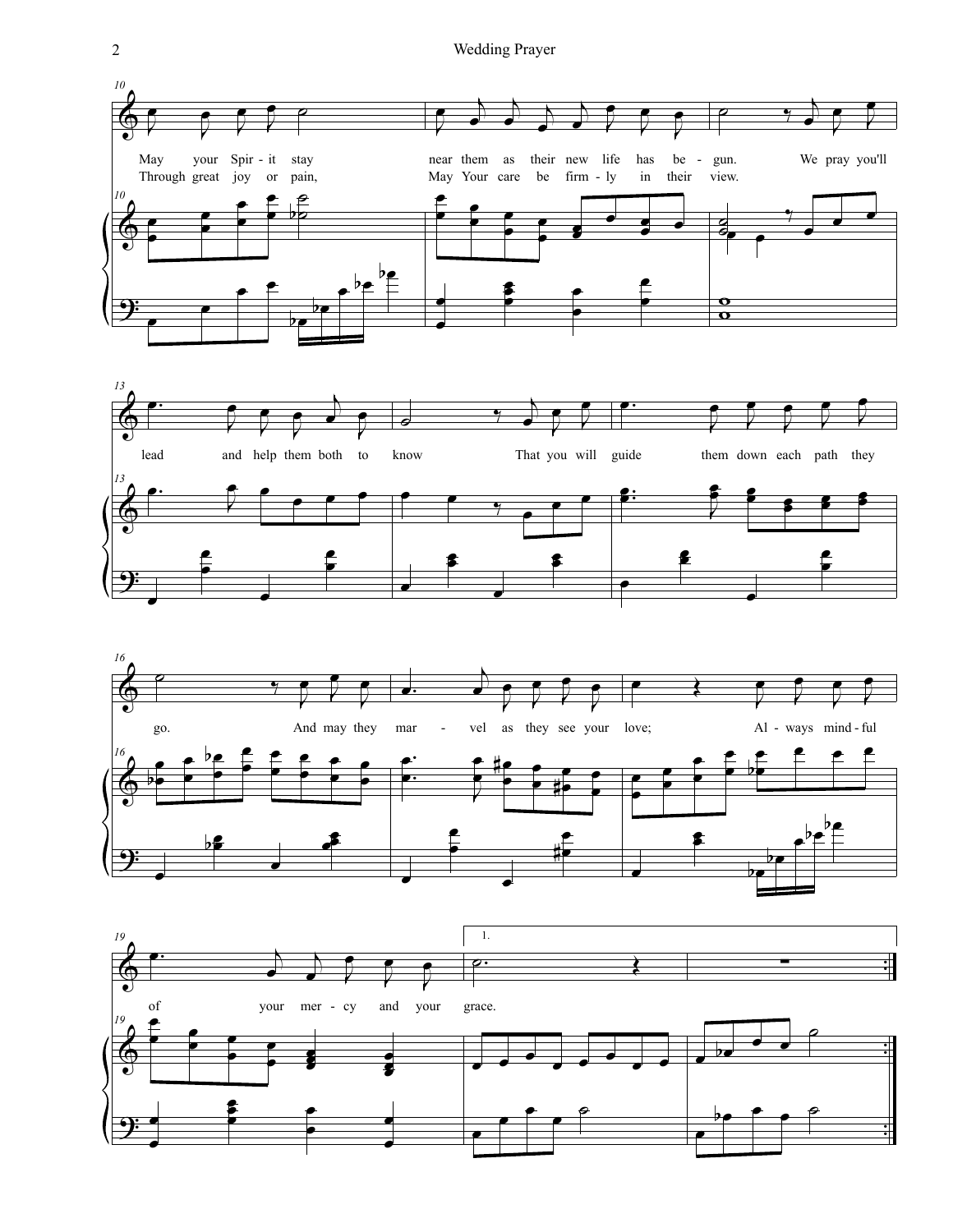May your Spir - it stay near them as their new life has be - gun. We pray you'll
Through great joy or pain, May Your care be firm - ly in their view.

lead and help them both to know That you will guide them down each path they

go. And may they mar - vel as they see your love; Al - ways mind - ful

of your mer - cy and your grace.

1.